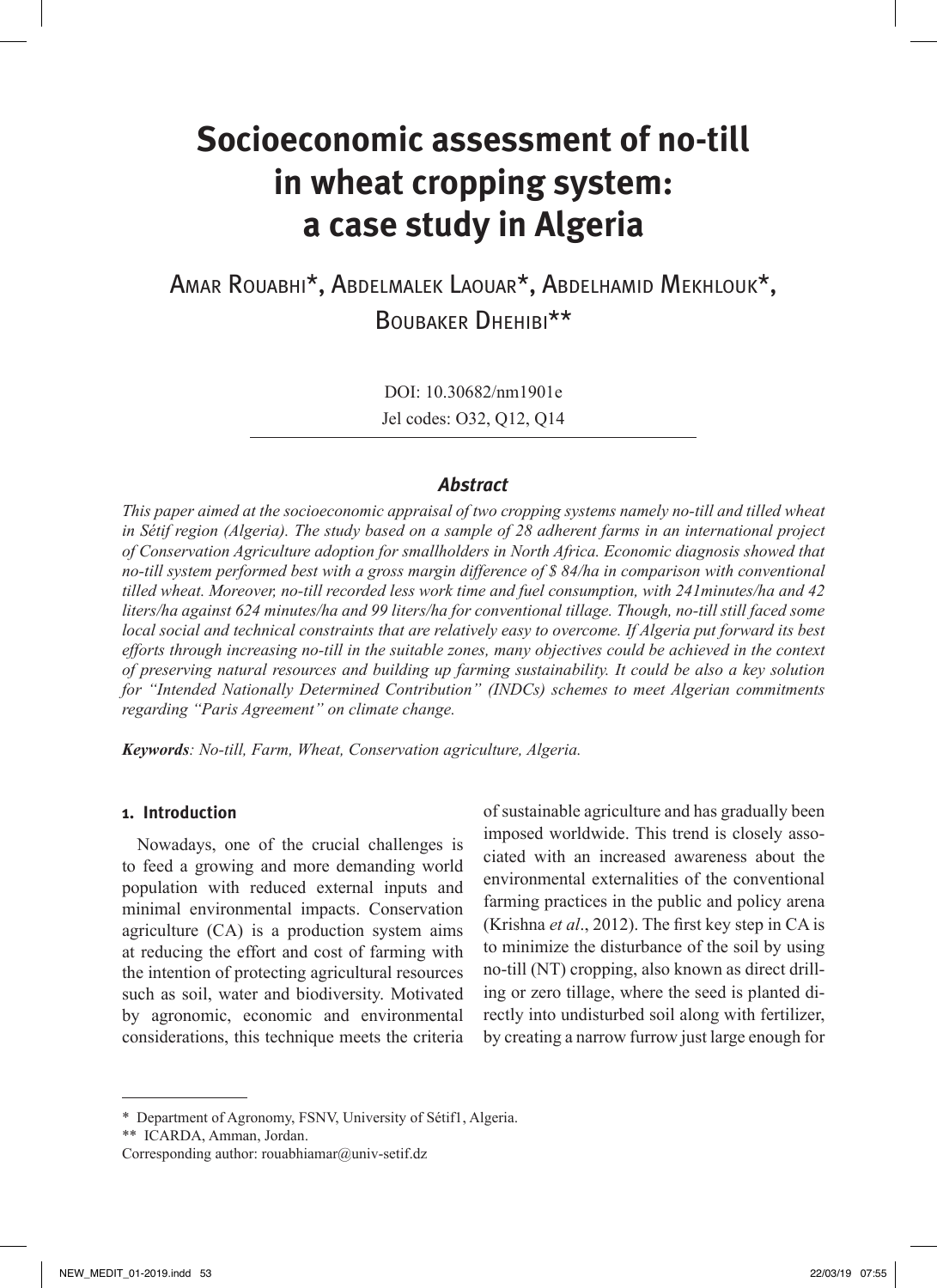# Socioeconomic assessment of no-till in wheat cropping system: a case study in Algeria

Amar Rouabhi*, Abdelmalek Laouar*, Abdelhamid Mekhlouk*, Boubaker Dhehibi**

DOI: 10.30682/nm1901e
Jel codes: O32, Q12, Q14

## *Abstract*

*This paper aimed at the socioeconomic appraisal of two cropping systems namely no-till and tilled wheat in Sétif region (Algeria). The study based on a sample of 28 adherent farms in an international project of Conservation Agriculture adoption for smallholders in North Africa. Economic diagnosis showed that no-till system performed best with a gross margin difference of $ 84/ha in comparison with conventional tilled wheat. Moreover, no-till recorded less work time and fuel consumption, with 241minutes/ha and 42 liters/ha against 624 minutes/ha and 99 liters/ha for conventional tillage. Though, no-till still faced some local social and technical constraints that are relatively easy to overcome. If Algeria put forward its best efforts through increasing no-till in the suitable zones, many objectives could be achieved in the context of preserving natural resources and building up farming sustainability. It could be also a key solution for "Intended Nationally Determined Contribution" (INDCs) schemes to meet Algerian commitments regarding "Paris Agreement" on climate change.*

***Keywords****: No-till, Farm, Wheat, Conservation agriculture, Algeria.*

## 1. Introduction

Nowadays, one of the crucial challenges is to feed a growing and more demanding world population with reduced external inputs and minimal environmental impacts. Conservation agriculture (CA) is a production system aims at reducing the effort and cost of farming with the intention of protecting agricultural resources such as soil, water and biodiversity. Motivated by agronomic, economic and environmental considerations, this technique meets the criteria of sustainable agriculture and has gradually been imposed worldwide. This trend is closely associated with an increased awareness about the environmental externalities of the conventional farming practices in the public and policy arena (Krishna *et al*., 2012). The first key step in CA is to minimize the disturbance of the soil by using no-till (NT) cropping, also known as direct drilling or zero tillage, where the seed is planted directly into undisturbed soil along with fertilizer, by creating a narrow furrow just large enough for

---

\* Department of Agronomy, FSNV, University of Sétif1, Algeria.
\*\* ICARDA, Amman, Jordan.
Corresponding author: rouabhiamar@univ-setif.dz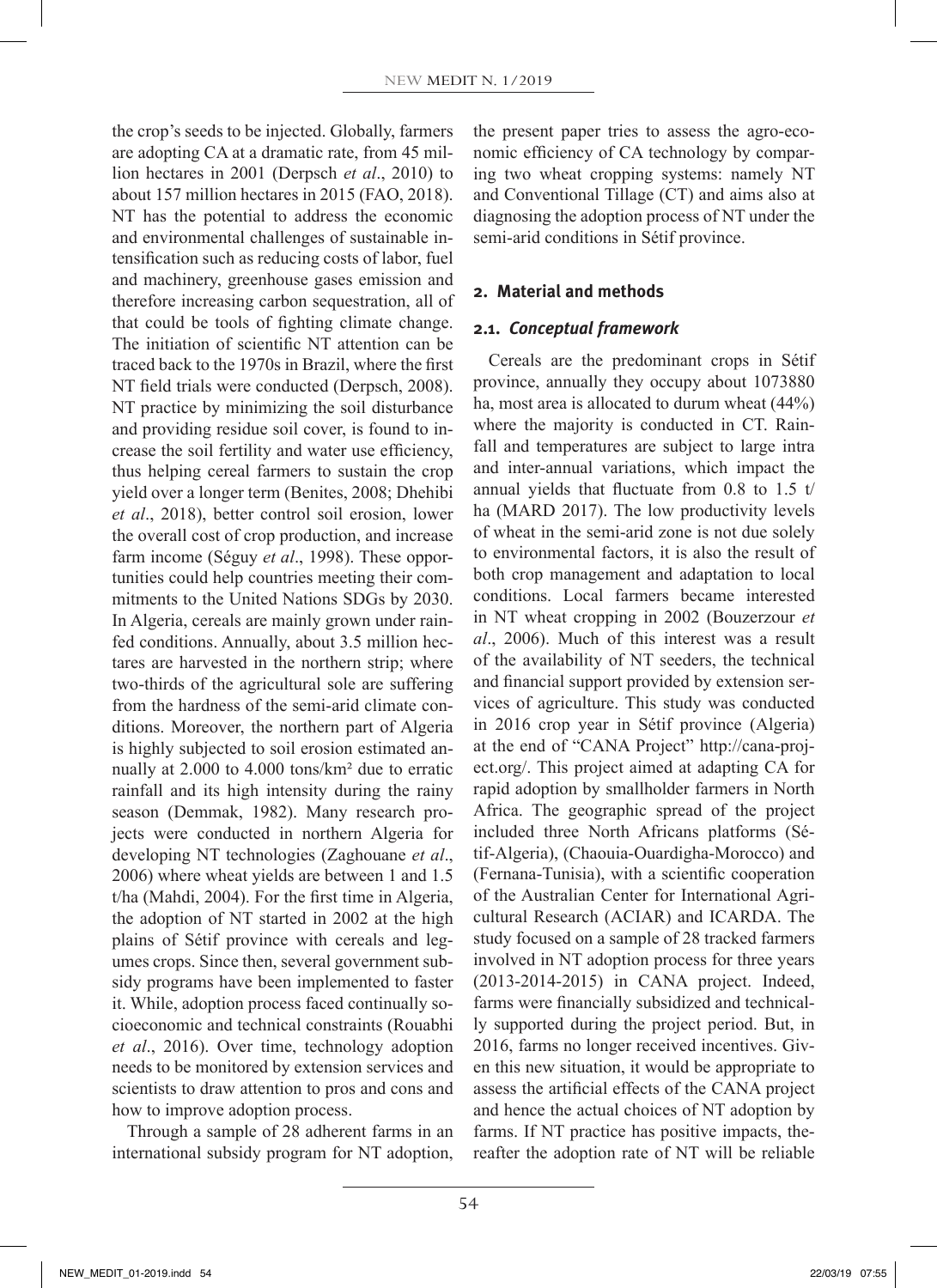the crop's seeds to be injected. Globally, farmers are adopting CA at a dramatic rate, from 45 million hectares in 2001 (Derpsch *et al*., 2010) to about 157 million hectares in 2015 (FAO, 2018). NT has the potential to address the economic and environmental challenges of sustainable intensification such as reducing costs of labor, fuel and machinery, greenhouse gases emission and therefore increasing carbon sequestration, all of that could be tools of fighting climate change. The initiation of scientific NT attention can be traced back to the 1970s in Brazil, where the first NT field trials were conducted (Derpsch, 2008). NT practice by minimizing the soil disturbance and providing residue soil cover, is found to increase the soil fertility and water use efficiency, thus helping cereal farmers to sustain the crop yield over a longer term (Benites, 2008; Dhehibi *et al*., 2018), better control soil erosion, lower the overall cost of crop production, and increase farm income (Séguy *et al*., 1998). These opportunities could help countries meeting their commitments to the United Nations SDGs by 2030. In Algeria, cereals are mainly grown under rainfed conditions. Annually, about 3.5 million hectares are harvested in the northern strip; where two-thirds of the agricultural sole are suffering from the hardness of the semi-arid climate conditions. Moreover, the northern part of Algeria is highly subjected to soil erosion estimated annually at 2.000 to 4.000 tons/km² due to erratic rainfall and its high intensity during the rainy season (Demmak, 1982). Many research projects were conducted in northern Algeria for developing NT technologies (Zaghouane *et al*., 2006) where wheat yields are between 1 and 1.5 t/ha (Mahdi, 2004). For the first time in Algeria, the adoption of NT started in 2002 at the high plains of Sétif province with cereals and legumes crops. Since then, several government subsidy programs have been implemented to faster it. While, adoption process faced continually socioeconomic and technical constraints (Rouabhi *et al*., 2016). Over time, technology adoption needs to be monitored by extension services and scientists to draw attention to pros and cons and how to improve adoption process.

Through a sample of 28 adherent farms in an international subsidy program for NT adoption, the present paper tries to assess the agro-economic efficiency of CA technology by comparing two wheat cropping systems: namely NT and Conventional Tillage (CT) and aims also at diagnosing the adoption process of NT under the semi-arid conditions in Sétif province.

## 2. Material and methods

### 2.1. *Conceptual framework*

Cereals are the predominant crops in Sétif province, annually they occupy about 1073880 ha, most area is allocated to durum wheat (44%) where the majority is conducted in CT. Rainfall and temperatures are subject to large intra and inter-annual variations, which impact the annual yields that fluctuate from 0.8 to 1.5 t/ha (MARD 2017). The low productivity levels of wheat in the semi-arid zone is not due solely to environmental factors, it is also the result of both crop management and adaptation to local conditions. Local farmers became interested in NT wheat cropping in 2002 (Bouzerzour *et al*., 2006). Much of this interest was a result of the availability of NT seeders, the technical and financial support provided by extension services of agriculture. This study was conducted in 2016 crop year in Sétif province (Algeria) at the end of "CANA Project" http://cana-project.org/. This project aimed at adapting CA for rapid adoption by smallholder farmers in North Africa. The geographic spread of the project included three North Africans platforms (Sétif-Algeria), (Chaouia-Ouardigha-Morocco) and (Fernana-Tunisia), with a scientific cooperation of the Australian Center for International Agricultural Research (ACIAR) and ICARDA. The study focused on a sample of 28 tracked farmers involved in NT adoption process for three years (2013-2014-2015) in CANA project. Indeed, farms were financially subsidized and technically supported during the project period. But, in 2016, farms no longer received incentives. Given this new situation, it would be appropriate to assess the artificial effects of the CANA project and hence the actual choices of NT adoption by farms. If NT practice has positive impacts, thereafter the adoption rate of NT will be reliable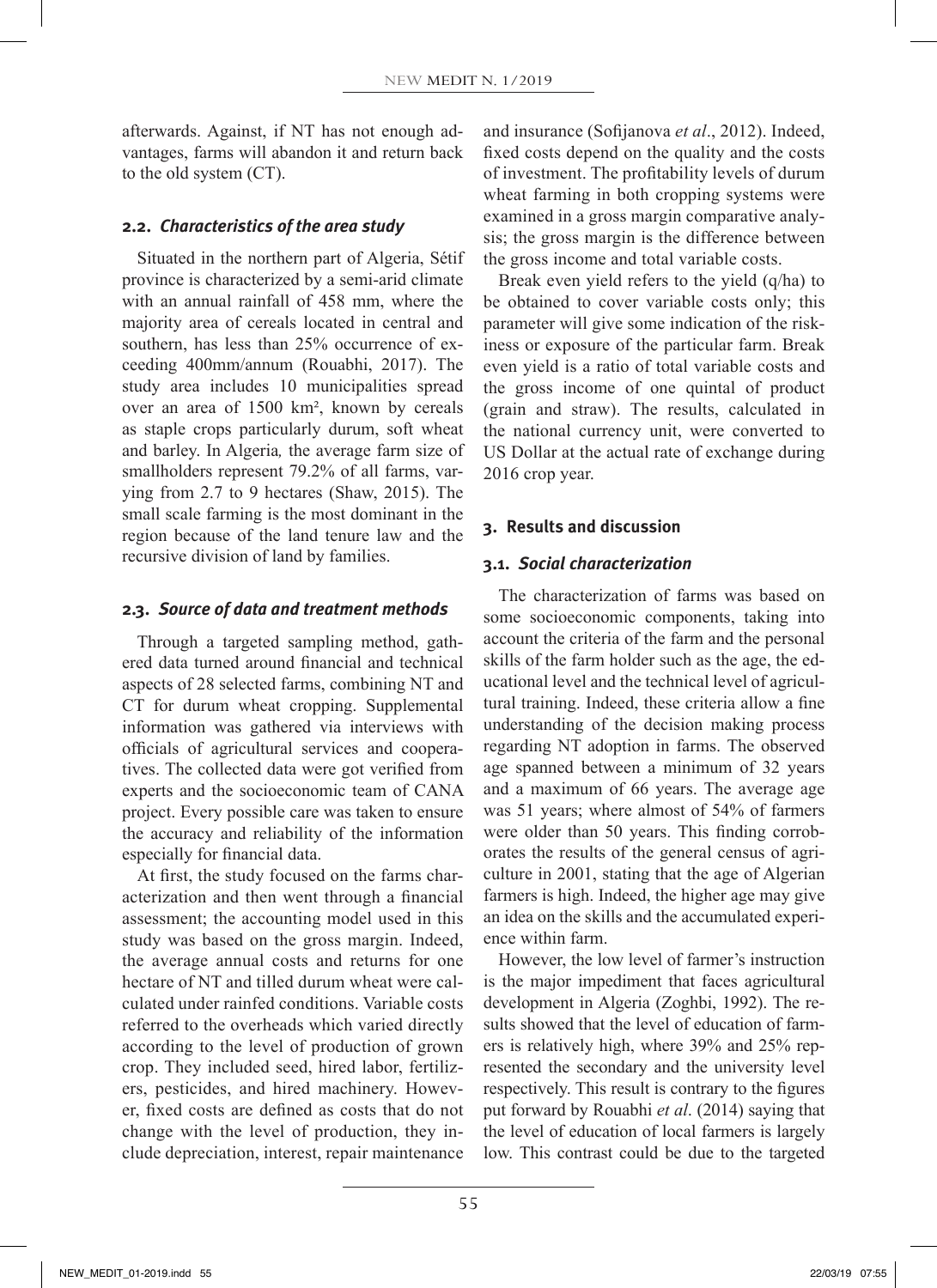afterwards. Against, if NT has not enough advantages, farms will abandon it and return back to the old system (CT).

### 2.2. *Characteristics of the area study*

Situated in the northern part of Algeria, Sétif province is characterized by a semi-arid climate with an annual rainfall of 458 mm, where the majority area of cereals located in central and southern, has less than 25% occurrence of exceeding 400mm/annum (Rouabhi, 2017). The study area includes 10 municipalities spread over an area of 1500 km², known by cereals as staple crops particularly durum, soft wheat and barley. In Algeria*,* the average farm size of smallholders represent 79.2% of all farms, varying from 2.7 to 9 hectares (Shaw, 2015). The small scale farming is the most dominant in the region because of the land tenure law and the recursive division of land by families.

### 2.3. *Source of data and treatment methods*

Through a targeted sampling method, gathered data turned around financial and technical aspects of 28 selected farms, combining NT and CT for durum wheat cropping. Supplemental information was gathered via interviews with officials of agricultural services and cooperatives. The collected data were got verified from experts and the socioeconomic team of CANA project. Every possible care was taken to ensure the accuracy and reliability of the information especially for financial data.

At first, the study focused on the farms characterization and then went through a financial assessment; the accounting model used in this study was based on the gross margin. Indeed, the average annual costs and returns for one hectare of NT and tilled durum wheat were calculated under rainfed conditions. Variable costs referred to the overheads which varied directly according to the level of production of grown crop. They included seed, hired labor, fertilizers, pesticides, and hired machinery. However, fixed costs are defined as costs that do not change with the level of production, they include depreciation, interest, repair maintenance and insurance (Sofijanova *et al*., 2012). Indeed, fixed costs depend on the quality and the costs of investment. The profitability levels of durum wheat farming in both cropping systems were examined in a gross margin comparative analysis; the gross margin is the difference between the gross income and total variable costs.

Break even yield refers to the yield (q/ha) to be obtained to cover variable costs only; this parameter will give some indication of the riskiness or exposure of the particular farm. Break even yield is a ratio of total variable costs and the gross income of one quintal of product (grain and straw). The results, calculated in the national currency unit, were converted to US Dollar at the actual rate of exchange during 2016 crop year.

## 3. Results and discussion

### 3.1. *Social characterization*

The characterization of farms was based on some socioeconomic components, taking into account the criteria of the farm and the personal skills of the farm holder such as the age, the educational level and the technical level of agricultural training. Indeed, these criteria allow a fine understanding of the decision making process regarding NT adoption in farms. The observed age spanned between a minimum of 32 years and a maximum of 66 years. The average age was 51 years; where almost of 54% of farmers were older than 50 years. This finding corroborates the results of the general census of agriculture in 2001, stating that the age of Algerian farmers is high. Indeed, the higher age may give an idea on the skills and the accumulated experience within farm.

However, the low level of farmer's instruction is the major impediment that faces agricultural development in Algeria (Zoghbi, 1992). The results showed that the level of education of farmers is relatively high, where 39% and 25% represented the secondary and the university level respectively. This result is contrary to the figures put forward by Rouabhi *et al*. (2014) saying that the level of education of local farmers is largely low. This contrast could be due to the targeted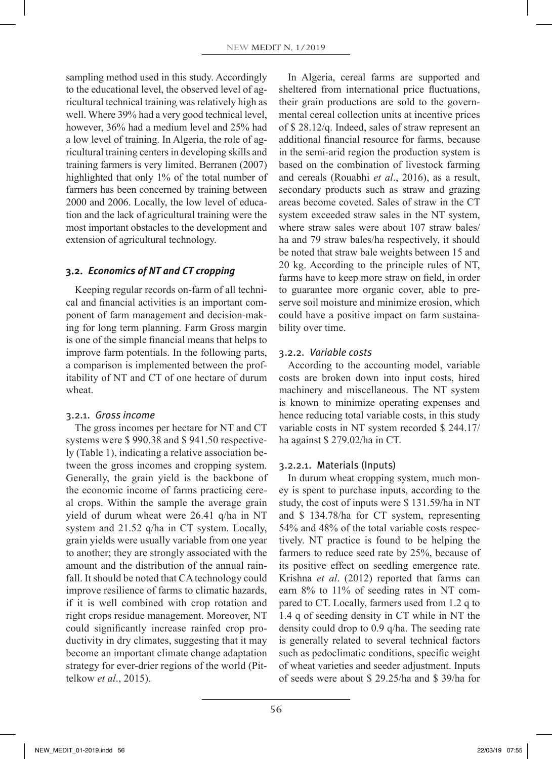sampling method used in this study. Accordingly to the educational level, the observed level of agricultural technical training was relatively high as well. Where 39% had a very good technical level, however, 36% had a medium level and 25% had a low level of training. In Algeria, the role of agricultural training centers in developing skills and training farmers is very limited. Berranen (2007) highlighted that only 1% of the total number of farmers has been concerned by training between 2000 and 2006. Locally, the low level of education and the lack of agricultural training were the most important obstacles to the development and extension of agricultural technology.

### 3.2. *Economics of NT and CT cropping*

Keeping regular records on-farm of all technical and financial activities is an important component of farm management and decision-making for long term planning. Farm Gross margin is one of the simple financial means that helps to improve farm potentials. In the following parts, a comparison is implemented between the profitability of NT and CT of one hectare of durum wheat.

#### 3.2.1. *Gross income*

The gross incomes per hectare for NT and CT systems were $ 990.38 and $ 941.50 respectively (Table 1), indicating a relative association between the gross incomes and cropping system. Generally, the grain yield is the backbone of the economic income of farms practicing cereal crops. Within the sample the average grain yield of durum wheat were 26.41 q/ha in NT system and 21.52 q/ha in CT system. Locally, grain yields were usually variable from one year to another; they are strongly associated with the amount and the distribution of the annual rainfall. It should be noted that CA technology could improve resilience of farms to climatic hazards, if it is well combined with crop rotation and right crops residue management. Moreover, NT could significantly increase rainfed crop productivity in dry climates, suggesting that it may become an important climate change adaptation strategy for ever-drier regions of the world (Pittelkow *et al*., 2015).

In Algeria, cereal farms are supported and sheltered from international price fluctuations, their grain productions are sold to the governmental cereal collection units at incentive prices of $ 28.12/q. Indeed, sales of straw represent an additional financial resource for farms, because in the semi-arid region the production system is based on the combination of livestock farming and cereals (Rouabhi *et al*., 2016), as a result, secondary products such as straw and grazing areas become coveted. Sales of straw in the CT system exceeded straw sales in the NT system, where straw sales were about 107 straw bales/ha and 79 straw bales/ha respectively, it should be noted that straw bale weights between 15 and 20 kg. According to the principle rules of NT, farms have to keep more straw on field, in order to guarantee more organic cover, able to preserve soil moisture and minimize erosion, which could have a positive impact on farm sustainability over time.

#### 3.2.2. *Variable costs*

According to the accounting model, variable costs are broken down into input costs, hired machinery and miscellaneous. The NT system is known to minimize operating expenses and hence reducing total variable costs, in this study variable costs in NT system recorded $ 244.17/ha against $ 279.02/ha in CT.

##### 3.2.2.1. Materials (Inputs)

In durum wheat cropping system, much money is spent to purchase inputs, according to the study, the cost of inputs were $ 131.59/ha in NT and $ 134.78/ha for CT system, representing 54% and 48% of the total variable costs respectively. NT practice is found to be helping the farmers to reduce seed rate by 25%, because of its positive effect on seedling emergence rate. Krishna *et al*. (2012) reported that farms can earn 8% to 11% of seeding rates in NT compared to CT. Locally, farmers used from 1.2 q to 1.4 q of seeding density in CT while in NT the density could drop to 0.9 q/ha. The seeding rate is generally related to several technical factors such as pedoclimatic conditions, specific weight of wheat varieties and seeder adjustment. Inputs of seeds were about $ 29.25/ha and $ 39/ha for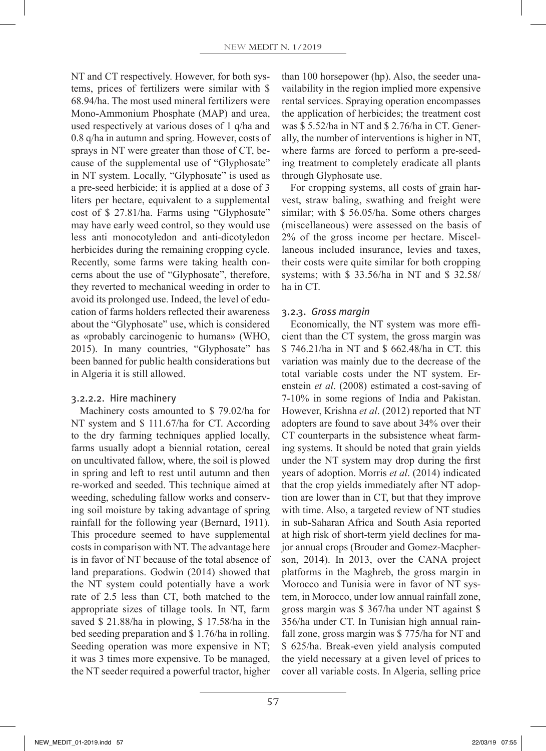NT and CT respectively. However, for both systems, prices of fertilizers were similar with $ 68.94/ha. The most used mineral fertilizers were Mono-Ammonium Phosphate (MAP) and urea, used respectively at various doses of 1 q/ha and 0.8 q/ha in autumn and spring. However, costs of sprays in NT were greater than those of CT, because of the supplemental use of "Glyphosate" in NT system. Locally, "Glyphosate" is used as a pre-seed herbicide; it is applied at a dose of 3 liters per hectare, equivalent to a supplemental cost of $ 27.81/ha. Farms using "Glyphosate" may have early weed control, so they would use less anti monocotyledon and anti-dicotyledon herbicides during the remaining cropping cycle. Recently, some farms were taking health concerns about the use of "Glyphosate", therefore, they reverted to mechanical weeding in order to avoid its prolonged use. Indeed, the level of education of farms holders reflected their awareness about the "Glyphosate" use, which is considered as «probably carcinogenic to humans» (WHO, 2015). In many countries, "Glyphosate" has been banned for public health considerations but in Algeria it is still allowed.

#### 3.2.2.2. Hire machinery

Machinery costs amounted to $ 79.02/ha for NT system and $ 111.67/ha for CT. According to the dry farming techniques applied locally, farms usually adopt a biennial rotation, cereal on uncultivated fallow, where, the soil is plowed in spring and left to rest until autumn and then re-worked and seeded. This technique aimed at weeding, scheduling fallow works and conserving soil moisture by taking advantage of spring rainfall for the following year (Bernard, 1911). This procedure seemed to have supplemental costs in comparison with NT. The advantage here is in favor of NT because of the total absence of land preparations. Godwin (2014) showed that the NT system could potentially have a work rate of 2.5 less than CT, both matched to the appropriate sizes of tillage tools. In NT, farm saved $ 21.88/ha in plowing, $ 17.58/ha in the bed seeding preparation and $ 1.76/ha in rolling. Seeding operation was more expensive in NT; it was 3 times more expensive. To be managed, the NT seeder required a powerful tractor, higher than 100 horsepower (hp). Also, the seeder unavailability in the region implied more expensive rental services. Spraying operation encompasses the application of herbicides; the treatment cost was $ 5.52/ha in NT and $ 2.76/ha in CT. Generally, the number of interventions is higher in NT, where farms are forced to perform a pre-seeding treatment to completely eradicate all plants through Glyphosate use.

For cropping systems, all costs of grain harvest, straw baling, swathing and freight were similar; with $ 56.05/ha. Some others charges (miscellaneous) were assessed on the basis of 2% of the gross income per hectare. Miscellaneous included insurance, levies and taxes, their costs were quite similar for both cropping systems; with $ 33.56/ha in NT and $ 32.58/ha in CT.

### 3.2.3. *Gross margin*

Economically, the NT system was more efficient than the CT system, the gross margin was $ 746.21/ha in NT and $ 662.48/ha in CT. this variation was mainly due to the decrease of the total variable costs under the NT system. Erenstein *et al*. (2008) estimated a cost-saving of 7-10% in some regions of India and Pakistan. However, Krishna *et al*. (2012) reported that NT adopters are found to save about 34% over their CT counterparts in the subsistence wheat farming systems. It should be noted that grain yields under the NT system may drop during the first years of adoption. Morris *et al*. (2014) indicated that the crop yields immediately after NT adoption are lower than in CT, but that they improve with time. Also, a targeted review of NT studies in sub-Saharan Africa and South Asia reported at high risk of short-term yield declines for major annual crops (Brouder and Gomez-Macpherson, 2014). In 2013, over the CANA project platforms in the Maghreb, the gross margin in Morocco and Tunisia were in favor of NT system, in Morocco, under low annual rainfall zone, gross margin was $ 367/ha under NT against $ 356/ha under CT. In Tunisian high annual rainfall zone, gross margin was $ 775/ha for NT and $ 625/ha. Break-even yield analysis computed the yield necessary at a given level of prices to cover all variable costs. In Algeria, selling price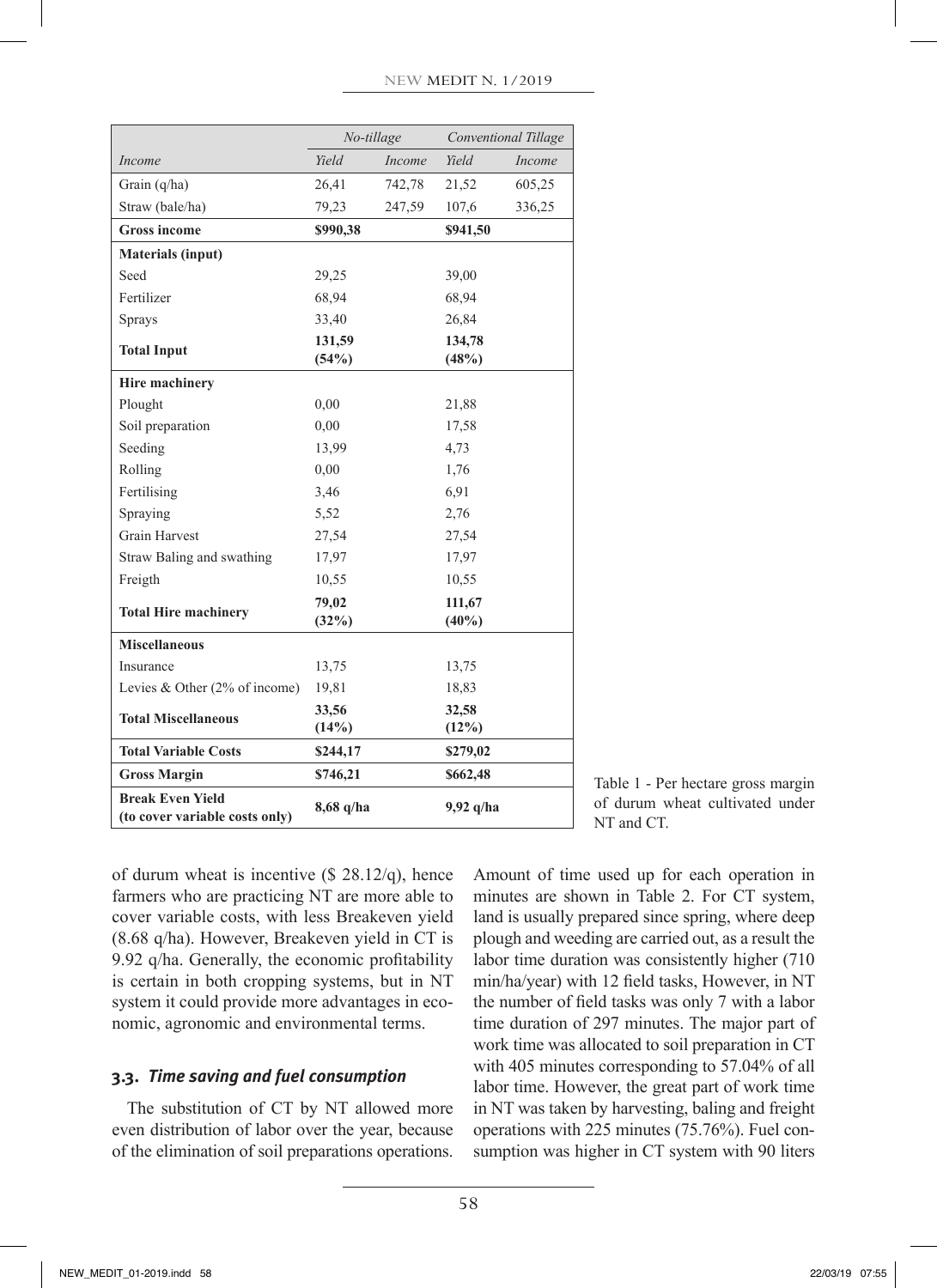|  | No-tillage |  | Conventional Tillage |  |
|---|---|---|---|---|
| *Income* | *Yield* | *Income* | *Yield* | *Income* |
| Grain (q/ha) | 26,41 | 742,78 | 21,52 | 605,25 |
| Straw (bale/ha) | 79,23 | 247,59 | 107,6 | 336,25 |
| **Gross income** | **$990,38** |  | **$941,50** |  |
| **Materials (input)** |  |  |  |  |
| Seed | 29,25 |  | 39,00 |  |
| Fertilizer | 68,94 |  | 68,94 |  |
| Sprays | 33,40 |  | 26,84 |  |
| **Total Input** | **131,59 (54%)** |  | **134,78 (48%)** |  |
| **Hire machinery** |  |  |  |  |
| Plought | 0,00 |  | 21,88 |  |
| Soil preparation | 0,00 |  | 17,58 |  |
| Seeding | 13,99 |  | 4,73 |  |
| Rolling | 0,00 |  | 1,76 |  |
| Fertilising | 3,46 |  | 6,91 |  |
| Spraying | 5,52 |  | 2,76 |  |
| Grain Harvest | 27,54 |  | 27,54 |  |
| Straw Baling and swathing | 17,97 |  | 17,97 |  |
| Freigth | 10,55 |  | 10,55 |  |
| **Total Hire machinery** | **79,02 (32%)** |  | **111,67 (40%)** |  |
| **Miscellaneous** |  |  |  |  |
| Insurance | 13,75 |  | 13,75 |  |
| Levies & Other (2% of income) | 19,81 |  | 18,83 |  |
| **Total Miscellaneous** | **33,56 (14%)** |  | **32,58 (12%)** |  |
| **Total Variable Costs** | **$244,17** |  | **$279,02** |  |
| **Gross Margin** | **$746,21** |  | **$662,48** |  |
| **Break Even Yield (to cover variable costs only)** | **8,68 q/ha** |  | **9,92 q/ha** |  |

Table 1 - Per hectare gross margin of durum wheat cultivated under NT and CT.

of durum wheat is incentive ($ 28.12/q), hence farmers who are practicing NT are more able to cover variable costs, with less Breakeven yield (8.68 q/ha). However, Breakeven yield in CT is 9.92 q/ha. Generally, the economic profitability is certain in both cropping systems, but in NT system it could provide more advantages in economic, agronomic and environmental terms.

### 3.3. *Time saving and fuel consumption*

The substitution of CT by NT allowed more even distribution of labor over the year, because of the elimination of soil preparations operations. Amount of time used up for each operation in minutes are shown in Table 2. For CT system, land is usually prepared since spring, where deep plough and weeding are carried out, as a result the labor time duration was consistently higher (710 min/ha/year) with 12 field tasks, However, in NT the number of field tasks was only 7 with a labor time duration of 297 minutes. The major part of work time was allocated to soil preparation in CT with 405 minutes corresponding to 57.04% of all labor time. However, the great part of work time in NT was taken by harvesting, baling and freight operations with 225 minutes (75.76%). Fuel consumption was higher in CT system with 90 liters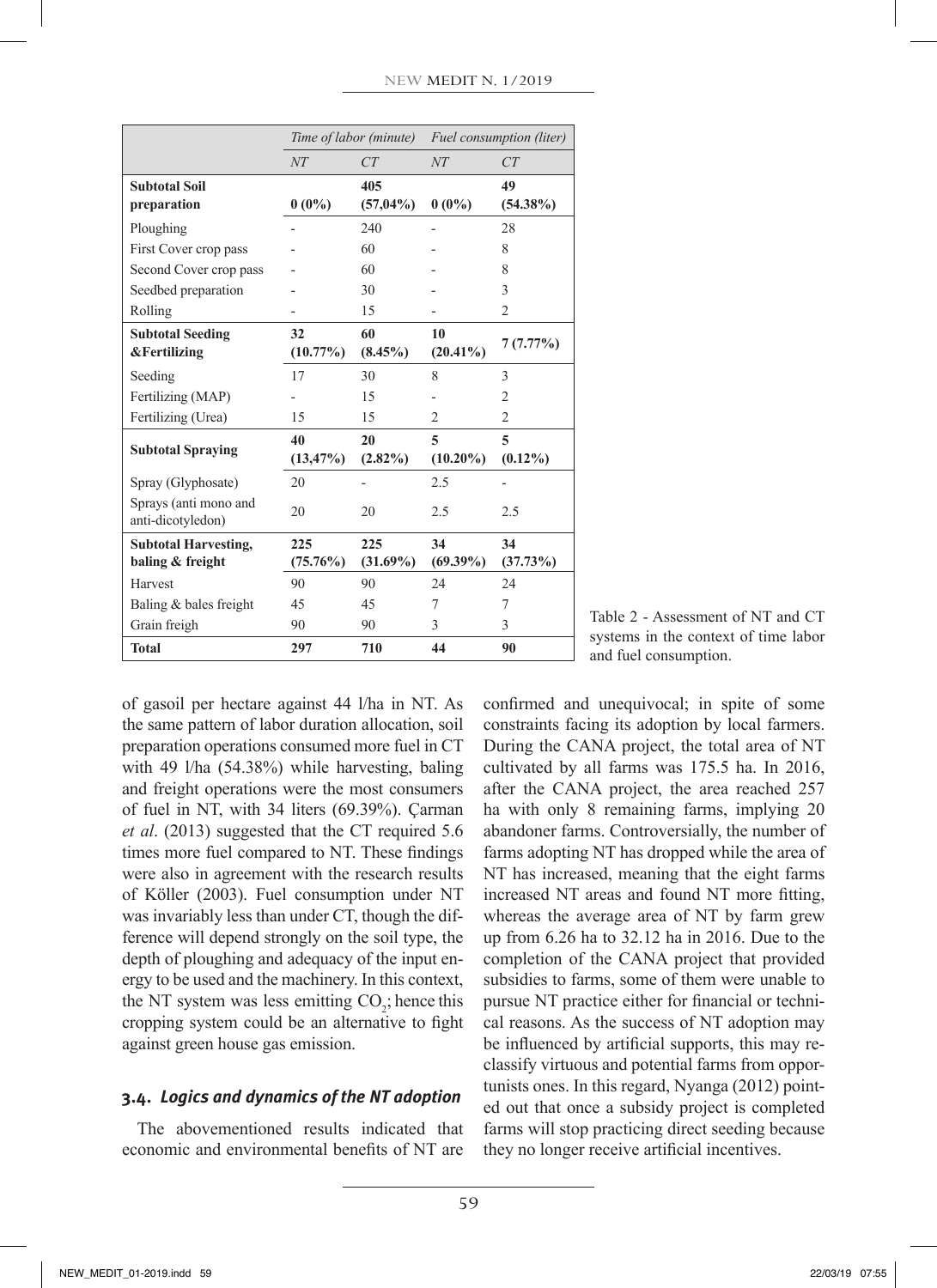| | Time of labor (minute) | | Fuel consumption (liter) | |
|---|---|---|---|---|
| | NT | CT | NT | CT |
| **Subtotal Soil preparation** | **0 (0%)** | **405 (57,04%)** | **0 (0%)** | **49 (54.38%)** |
| Ploughing | - | 240 | - | 28 |
| First Cover crop pass | - | 60 | - | 8 |
| Second Cover crop pass | - | 60 | - | 8 |
| Seedbed preparation | - | 30 | - | 3 |
| Rolling | - | 15 | - | 2 |
| **Subtotal Seeding &Fertilizing** | **32 (10.77%)** | **60 (8.45%)** | **10 (20.41%)** | **7 (7.77%)** |
| Seeding | 17 | 30 | 8 | 3 |
| Fertilizing (MAP) | - | 15 | - | 2 |
| Fertilizing (Urea) | 15 | 15 | 2 | 2 |
| **Subtotal Spraying** | **40 (13,47%)** | **20 (2.82%)** | **5 (10.20%)** | **5 (0.12%)** |
| Spray (Glyphosate) | 20 | - | 2.5 | - |
| Sprays (anti mono and anti-dicotyledon) | 20 | 20 | 2.5 | 2.5 |
| **Subtotal Harvesting, baling & freight** | **225 (75.76%)** | **225 (31.69%)** | **34 (69.39%)** | **34 (37.73%)** |
| Harvest | 90 | 90 | 24 | 24 |
| Baling & bales freight | 45 | 45 | 7 | 7 |
| Grain freigh | 90 | 90 | 3 | 3 |
| **Total** | **297** | **710** | **44** | **90** |

Table 2 - Assessment of NT and CT systems in the context of time labor and fuel consumption.

of gasoil per hectare against 44 l/ha in NT. As the same pattern of labor duration allocation, soil preparation operations consumed more fuel in CT with 49 l/ha (54.38%) while harvesting, baling and freight operations were the most consumers of fuel in NT, with 34 liters (69.39%). Çarman *et al*. (2013) suggested that the CT required 5.6 times more fuel compared to NT. These findings were also in agreement with the research results of Köller (2003). Fuel consumption under NT was invariably less than under CT, though the difference will depend strongly on the soil type, the depth of ploughing and adequacy of the input energy to be used and the machinery. In this context, the NT system was less emitting $CO_2$; hence this cropping system could be an alternative to fight against green house gas emission.

### 3.4. *Logics and dynamics of the NT adoption*

The abovementioned results indicated that economic and environmental benefits of NT are confirmed and unequivocal; in spite of some constraints facing its adoption by local farmers. During the CANA project, the total area of NT cultivated by all farms was 175.5 ha. In 2016, after the CANA project, the area reached 257 ha with only 8 remaining farms, implying 20 abandoner farms. Controversially, the number of farms adopting NT has dropped while the area of NT has increased, meaning that the eight farms increased NT areas and found NT more fitting, whereas the average area of NT by farm grew up from 6.26 ha to 32.12 ha in 2016. Due to the completion of the CANA project that provided subsidies to farms, some of them were unable to pursue NT practice either for financial or technical reasons. As the success of NT adoption may be influenced by artificial supports, this may reclassify virtuous and potential farms from opportunists ones. In this regard, Nyanga (2012) pointed out that once a subsidy project is completed farms will stop practicing direct seeding because they no longer receive artificial incentives.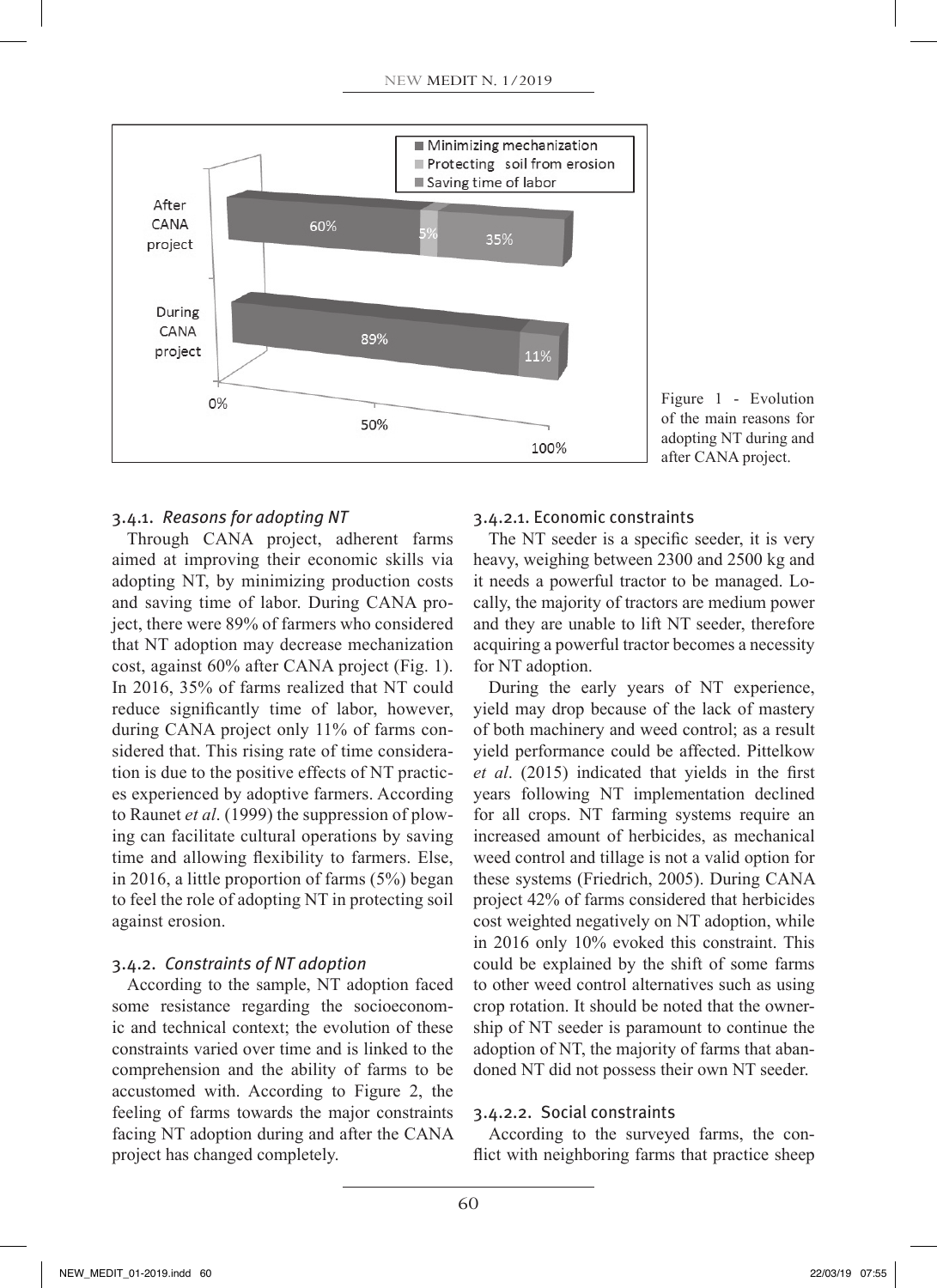Figure 1 - Evolution of the main reasons for adopting NT during and after CANA project.

### 3.4.1. *Reasons for adopting NT*

Through CANA project, adherent farms aimed at improving their economic skills via adopting NT, by minimizing production costs and saving time of labor. During CANA project, there were 89% of farmers who considered that NT adoption may decrease mechanization cost, against 60% after CANA project (Fig. 1). In 2016, 35% of farms realized that NT could reduce significantly time of labor, however, during CANA project only 11% of farms considered that. This rising rate of time consideration is due to the positive effects of NT practices experienced by adoptive farmers. According to Raunet *et al*. (1999) the suppression of plowing can facilitate cultural operations by saving time and allowing flexibility to farmers. Else, in 2016, a little proportion of farms (5%) began to feel the role of adopting NT in protecting soil against erosion.

### 3.4.2. *Constraints of NT adoption*

According to the sample, NT adoption faced some resistance regarding the socioeconomic and technical context; the evolution of these constraints varied over time and is linked to the comprehension and the ability of farms to be accustomed with. According to Figure 2, the feeling of farms towards the major constraints facing NT adoption during and after the CANA project has changed completely.

#### 3.4.2.1. Economic constraints

The NT seeder is a specific seeder, it is very heavy, weighing between 2300 and 2500 kg and it needs a powerful tractor to be managed. Locally, the majority of tractors are medium power and they are unable to lift NT seeder, therefore acquiring a powerful tractor becomes a necessity for NT adoption.

During the early years of NT experience, yield may drop because of the lack of mastery of both machinery and weed control; as a result yield performance could be affected. Pittelkow *et al*. (2015) indicated that yields in the first years following NT implementation declined for all crops. NT farming systems require an increased amount of herbicides, as mechanical weed control and tillage is not a valid option for these systems (Friedrich, 2005). During CANA project 42% of farms considered that herbicides cost weighted negatively on NT adoption, while in 2016 only 10% evoked this constraint. This could be explained by the shift of some farms to other weed control alternatives such as using crop rotation. It should be noted that the ownership of NT seeder is paramount to continue the adoption of NT, the majority of farms that abandoned NT did not possess their own NT seeder.

#### 3.4.2.2. Social constraints

According to the surveyed farms, the conflict with neighboring farms that practice sheep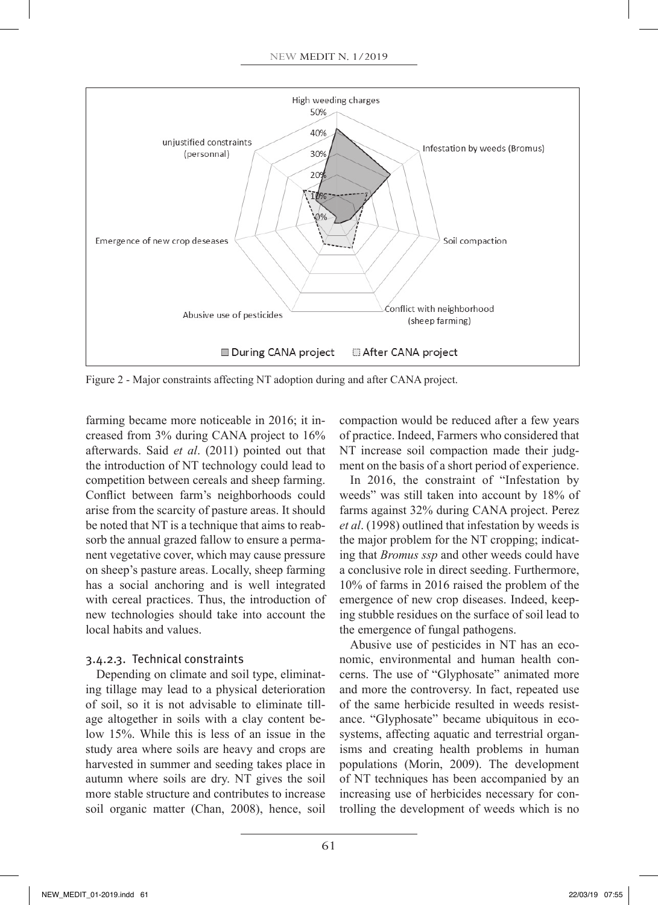Figure 2 - Major constraints affecting NT adoption during and after CANA project.

farming became more noticeable in 2016; it increased from 3% during CANA project to 16% afterwards. Said *et al*. (2011) pointed out that the introduction of NT technology could lead to competition between cereals and sheep farming. Conflict between farm's neighborhoods could arise from the scarcity of pasture areas. It should be noted that NT is a technique that aims to reabsorb the annual grazed fallow to ensure a permanent vegetative cover, which may cause pressure on sheep's pasture areas. Locally, sheep farming has a social anchoring and is well integrated with cereal practices. Thus, the introduction of new technologies should take into account the local habits and values.

#### 3.4.2.3. Technical constraints

Depending on climate and soil type, eliminating tillage may lead to a physical deterioration of soil, so it is not advisable to eliminate tillage altogether in soils with a clay content below 15%. While this is less of an issue in the study area where soils are heavy and crops are harvested in summer and seeding takes place in autumn where soils are dry. NT gives the soil more stable structure and contributes to increase soil organic matter (Chan, 2008), hence, soil compaction would be reduced after a few years of practice. Indeed, Farmers who considered that NT increase soil compaction made their judgment on the basis of a short period of experience.

In 2016, the constraint of "Infestation by weeds" was still taken into account by 18% of farms against 32% during CANA project. Perez *et al*. (1998) outlined that infestation by weeds is the major problem for the NT cropping; indicating that *Bromus ssp* and other weeds could have a conclusive role in direct seeding. Furthermore, 10% of farms in 2016 raised the problem of the emergence of new crop diseases. Indeed, keeping stubble residues on the surface of soil lead to the emergence of fungal pathogens.

Abusive use of pesticides in NT has an economic, environmental and human health concerns. The use of "Glyphosate" animated more and more the controversy. In fact, repeated use of the same herbicide resulted in weeds resistance. "Glyphosate" became ubiquitous in ecosystems, affecting aquatic and terrestrial organisms and creating health problems in human populations (Morin, 2009). The development of NT techniques has been accompanied by an increasing use of herbicides necessary for controlling the development of weeds which is no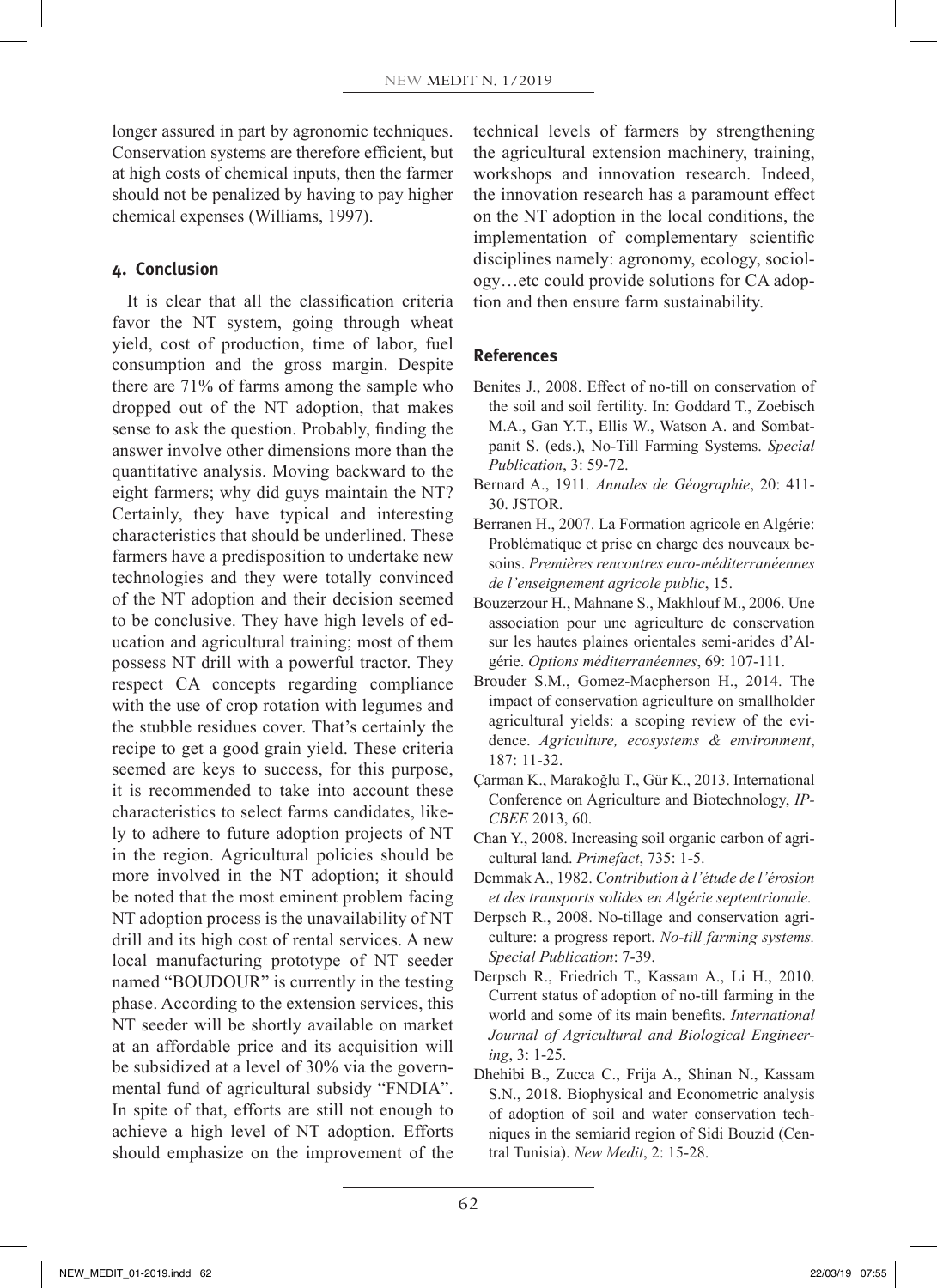longer assured in part by agronomic techniques. Conservation systems are therefore efficient, but at high costs of chemical inputs, then the farmer should not be penalized by having to pay higher chemical expenses (Williams, 1997).

## 4. Conclusion

It is clear that all the classification criteria favor the NT system, going through wheat yield, cost of production, time of labor, fuel consumption and the gross margin. Despite there are 71% of farms among the sample who dropped out of the NT adoption, that makes sense to ask the question. Probably, finding the answer involve other dimensions more than the quantitative analysis. Moving backward to the eight farmers; why did guys maintain the NT? Certainly, they have typical and interesting characteristics that should be underlined. These farmers have a predisposition to undertake new technologies and they were totally convinced of the NT adoption and their decision seemed to be conclusive. They have high levels of education and agricultural training; most of them possess NT drill with a powerful tractor. They respect CA concepts regarding compliance with the use of crop rotation with legumes and the stubble residues cover. That's certainly the recipe to get a good grain yield. These criteria seemed are keys to success, for this purpose, it is recommended to take into account these characteristics to select farms candidates, likely to adhere to future adoption projects of NT in the region. Agricultural policies should be more involved in the NT adoption; it should be noted that the most eminent problem facing NT adoption process is the unavailability of NT drill and its high cost of rental services. A new local manufacturing prototype of NT seeder named "BOUDOUR" is currently in the testing phase. According to the extension services, this NT seeder will be shortly available on market at an affordable price and its acquisition will be subsidized at a level of 30% via the governmental fund of agricultural subsidy "FNDIA". In spite of that, efforts are still not enough to achieve a high level of NT adoption. Efforts should emphasize on the improvement of the technical levels of farmers by strengthening the agricultural extension machinery, training, workshops and innovation research. Indeed, the innovation research has a paramount effect on the NT adoption in the local conditions, the implementation of complementary scientific disciplines namely: agronomy, ecology, sociology…etc could provide solutions for CA adoption and then ensure farm sustainability.

## References

Benites J., 2008. Effect of no-till on conservation of the soil and soil fertility. In: Goddard T., Zoebisch M.A., Gan Y.T., Ellis W., Watson A. and Sombatpanit S. (eds.), No-Till Farming Systems. *Special Publication*, 3: 59-72.

Bernard A., 1911. *Annales de Géographie*, 20: 411-30. JSTOR.

Berranen H., 2007. La Formation agricole en Algérie: Problématique et prise en charge des nouveaux besoins. *Premières rencontres euro-méditerranéennes de l'enseignement agricole public*, 15.

Bouzerzour H., Mahnane S., Makhlouf M., 2006. Une association pour une agriculture de conservation sur les hautes plaines orientales semi-arides d'Algérie. *Options méditerranéennes*, 69: 107-111.

Brouder S.M., Gomez-Macpherson H., 2014. The impact of conservation agriculture on smallholder agricultural yields: a scoping review of the evidence. *Agriculture, ecosystems & environment*, 187: 11-32.

Çarman K., Marakoğlu T., Gür K., 2013. International Conference on Agriculture and Biotechnology, *IPCBEE* 2013, 60.

Chan Y., 2008. Increasing soil organic carbon of agricultural land. *Primefact*, 735: 1-5.

Demmak A., 1982. *Contribution à l'étude de l'érosion et des transports solides en Algérie septentrionale.*

Derpsch R., 2008. No-tillage and conservation agriculture: a progress report. *No-till farming systems. Special Publication*: 7-39.

Derpsch R., Friedrich T., Kassam A., Li H., 2010. Current status of adoption of no-till farming in the world and some of its main benefits. *International Journal of Agricultural and Biological Engineering*, 3: 1-25.

Dhehibi B., Zucca C., Frija A., Shinan N., Kassam S.N., 2018. Biophysical and Econometric analysis of adoption of soil and water conservation techniques in the semiarid region of Sidi Bouzid (Central Tunisia). *New Medit*, 2: 15-28.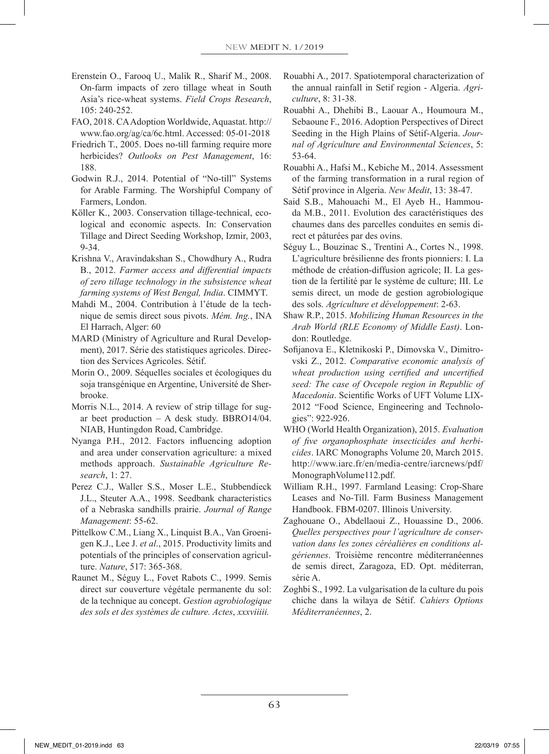Erenstein O., Farooq U., Malik R., Sharif M., 2008. On-farm impacts of zero tillage wheat in South Asia's rice-wheat systems. *Field Crops Research*, 105: 240-252.

FAO, 2018. CA Adoption Worldwide, Aquastat. http://www.fao.org/ag/ca/6c.html. Accessed: 05-01-2018

Friedrich T., 2005. Does no-till farming require more herbicides? *Outlooks on Pest Management*, 16: 188.

Godwin R.J., 2014. Potential of "No-till" Systems for Arable Farming. The Worshipful Company of Farmers, London.

Köller K., 2003. Conservation tillage-technical, ecological and economic aspects. In: Conservation Tillage and Direct Seeding Workshop, Izmir, 2003, 9-34.

Krishna V., Aravindakshan S., Chowdhury A., Rudra B., 2012. *Farmer access and differential impacts of zero tillage technology in the subsistence wheat farming systems of West Bengal, India*. CIMMYT.

Mahdi M., 2004. Contribution à l'étude de la technique de semis direct sous pivots. *Mém. Ing.*, INA El Harrach, Alger: 60

MARD (Ministry of Agriculture and Rural Development), 2017. Série des statistiques agricoles. Direction des Services Agricoles. Sétif.

Morin O., 2009. Séquelles sociales et écologiques du soja transgénique en Argentine, Université de Sherbrooke.

Morris N.L., 2014. A review of strip tillage for sugar beet production – A desk study. BBRO14/04. NIAB, Huntingdon Road, Cambridge.

Nyanga P.H., 2012. Factors influencing adoption and area under conservation agriculture: a mixed methods approach. *Sustainable Agriculture Research*, 1: 27.

Perez C.J., Waller S.S., Moser L.E., Stubbendieck J.L., Steuter A.A., 1998. Seedbank characteristics of a Nebraska sandhills prairie. *Journal of Range Management*: 55-62.

Pittelkow C.M., Liang X., Linquist B.A., Van Groenigen K.J., Lee J. *et al*., 2015. Productivity limits and potentials of the principles of conservation agriculture. *Nature*, 517: 365-368.

Raunet M., Séguy L., Fovet Rabots C., 1999. Semis direct sur couverture végétale permanente du sol: de la technique au concept. *Gestion agrobiologique des sols et des systèmes de culture. Actes*, *xxxviiiii.*

Rouabhi A., 2017. Spatiotemporal characterization of the annual rainfall in Setif region - Algeria. *Agriculture*, 8: 31-38.

Rouabhi A., Dhehibi B., Laouar A., Houmoura M., Sebaoune F., 2016. Adoption Perspectives of Direct Seeding in the High Plains of Sétif-Algeria. *Journal of Agriculture and Environmental Sciences*, 5: 53-64.

Rouabhi A., Hafsi M., Kebiche M., 2014. Assessment of the farming transformation in a rural region of Sétif province in Algeria. *New Medit*, 13: 38-47.

Said S.B., Mahouachi M., El Ayeb H., Hammouda M.B., 2011. Evolution des caractéristiques des chaumes dans des parcelles conduites en semis direct et pâturées par des ovins.

Séguy L., Bouzinac S., Trentini A., Cortes N., 1998. L'agriculture brésilienne des fronts pionniers: I. La méthode de création-diffusion agricole; II. La gestion de la fertilité par le système de culture; III. Le semis direct, un mode de gestion agrobiologique des sols. *Agriculture et développement*: 2-63.

Shaw R.P., 2015. *Mobilizing Human Resources in the Arab World (RLE Economy of Middle East)*. London: Routledge.

Sofijanova E., Kletnikoski P., Dimovska V., Dimitrovski Z., 2012. *Comparative economic analysis of wheat production using certified and uncertified seed: The case of Ovcepole region in Republic of Macedonia*. Scientific Works of UFT Volume LIX-2012 "Food Science, Engineering and Technologies": 922-926.

WHO (World Health Organization), 2015. *Evaluation of five organophosphate insecticides and herbicides*. IARC Monographs Volume 20, March 2015. http://www.iarc.fr/en/media-centre/iarcnews/pdf/MonographVolume112.pdf.

William R.H., 1997. Farmland Leasing: Crop-Share Leases and No-Till. Farm Business Management Handbook. FBM-0207. Illinois University.

Zaghouane O., Abdellaoui Z., Houassine D., 2006. *Quelles perspectives pour l'agriculture de conservation dans les zones céréalières en conditions algériennes*. Troisième rencontre méditerranéennes de semis direct, Zaragoza, ED. Opt. méditerran, série A.

Zoghbi S., 1992. La vulgarisation de la culture du pois chiche dans la wilaya de Sétif. *Cahiers Options Méditerranéennes*, 2.